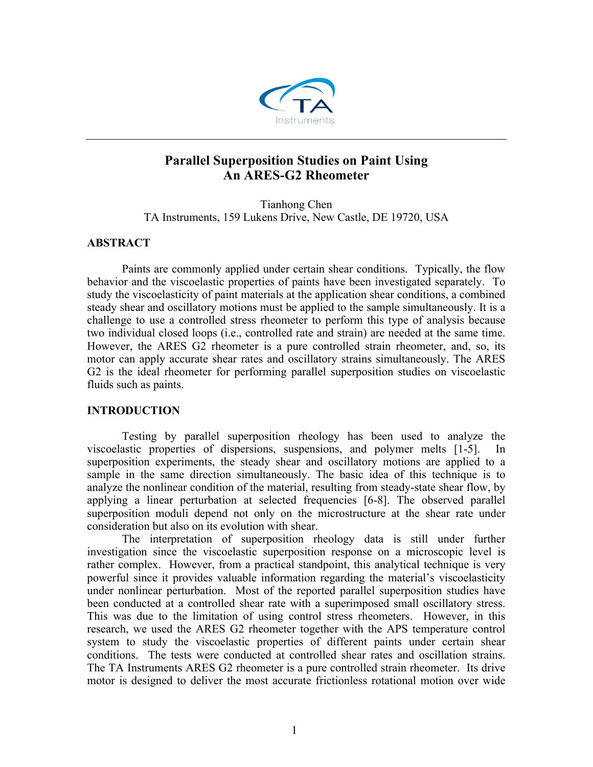TA Instruments

# Parallel Superposition Studies on Paint Using An ARES-G2 Rheometer

Tianhong Chen
TA Instruments, 159 Lukens Drive, New Castle, DE 19720, USA

## ABSTRACT

Paints are commonly applied under certain shear conditions. Typically, the flow behavior and the viscoelastic properties of paints have been investigated separately. To study the viscoelasticity of paint materials at the application shear conditions, a combined steady shear and oscillatory motions must be applied to the sample simultaneously. It is a challenge to use a controlled stress rheometer to perform this type of analysis because two individual closed loops (i.e., controlled rate and strain) are needed at the same time. However, the ARES G2 rheometer is a pure controlled strain rheometer, and, so, its motor can apply accurate shear rates and oscillatory strains simultaneously. The ARES G2 is the ideal rheometer for performing parallel superposition studies on viscoelastic fluids such as paints.

## INTRODUCTION

Testing by parallel superposition rheology has been used to analyze the viscoelastic properties of dispersions, suspensions, and polymer melts [1-5]. In superposition experiments, the steady shear and oscillatory motions are applied to a sample in the same direction simultaneously. The basic idea of this technique is to analyze the nonlinear condition of the material, resulting from steady-state shear flow, by applying a linear perturbation at selected frequencies [6-8]. The observed parallel superposition moduli depend not only on the microstructure at the shear rate under consideration but also on its evolution with shear.

The interpretation of superposition rheology data is still under further investigation since the viscoelastic superposition response on a microscopic level is rather complex. However, from a practical standpoint, this analytical technique is very powerful since it provides valuable information regarding the material's viscoelasticity under nonlinear perturbation. Most of the reported parallel superposition studies have been conducted at a controlled shear rate with a superimposed small oscillatory stress. This was due to the limitation of using control stress rheometers. However, in this research, we used the ARES G2 rheometer together with the APS temperature control system to study the viscoelastic properties of different paints under certain shear conditions. The tests were conducted at controlled shear rates and oscillation strains. The TA Instruments ARES G2 rheometer is a pure controlled strain rheometer. Its drive motor is designed to deliver the most accurate frictionless rotational motion over wide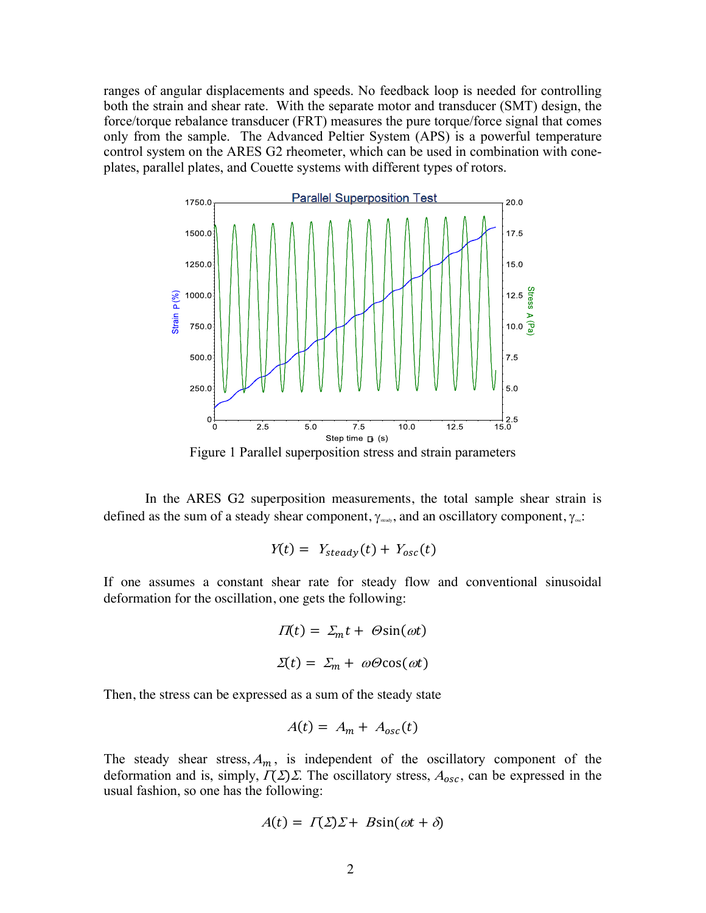ranges of angular displacements and speeds. No feedback loop is needed for controlling both the strain and shear rate. With the separate motor and transducer (SMT) design, the force/torque rebalance transducer (FRT) measures the pure torque/force signal that comes only from the sample. The Advanced Peltier System (APS) is a powerful temperature control system on the ARES G2 rheometer, which can be used in combination with cone-plates, parallel plates, and Couette systems with different types of rotors.

Figure 1 Parallel superposition stress and strain parameters

In the ARES G2 superposition measurements, the total sample shear strain is defined as the sum of a steady shear component, $\gamma_{steady}$, and an oscillatory component, $\gamma_{osc}$:

$$Y(t) = Y_{steady}(t) + Y_{osc}(t)$$

If one assumes a constant shear rate for steady flow and conventional sinusoidal deformation for the oscillation, one gets the following:

$$\Pi(t) = \Sigma_m t + \Theta \sin(\omega t)$$

$$\Sigma(t) = \Sigma_m + \omega \Theta \cos(\omega t)$$

Then, the stress can be expressed as a sum of the steady state

$$A(t) = A_m + A_{osc}(t)$$

The steady shear stress, $A_m$, is independent of the oscillatory component of the deformation and is, simply, $\Gamma(\Sigma)\Sigma$. The oscillatory stress, $A_{osc}$, can be expressed in the usual fashion, so one has the following:

$$A(t) = \Gamma(\Sigma)\Sigma + B\sin(\omega t + \delta)$$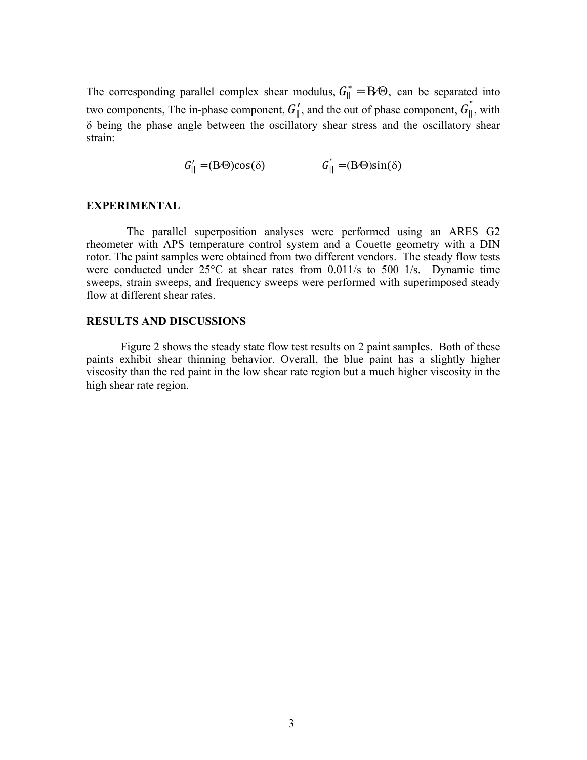The corresponding parallel complex shear modulus, $G_{\parallel}^{*} = \mathrm{B}/\Theta$, can be separated into two components, The in-phase component, $G_{\parallel}'$, and the out of phase component, $G_{\parallel}''$, with $\delta$ being the phase angle between the oscillatory shear stress and the oscillatory shear strain:

$$G_{||}' = (\mathrm{B}/\Theta)\cos(\delta) \qquad\qquad G_{||}'' = (\mathrm{B}/\Theta)\sin(\delta)$$

## EXPERIMENTAL

The parallel superposition analyses were performed using an ARES G2 rheometer with APS temperature control system and a Couette geometry with a DIN rotor. The paint samples were obtained from two different vendors. The steady flow tests were conducted under 25°C at shear rates from 0.011/s to 500 1/s. Dynamic time sweeps, strain sweeps, and frequency sweeps were performed with superimposed steady flow at different shear rates.

## RESULTS AND DISCUSSIONS

Figure 2 shows the steady state flow test results on 2 paint samples. Both of these paints exhibit shear thinning behavior. Overall, the blue paint has a slightly higher viscosity than the red paint in the low shear rate region but a much higher viscosity in the high shear rate region.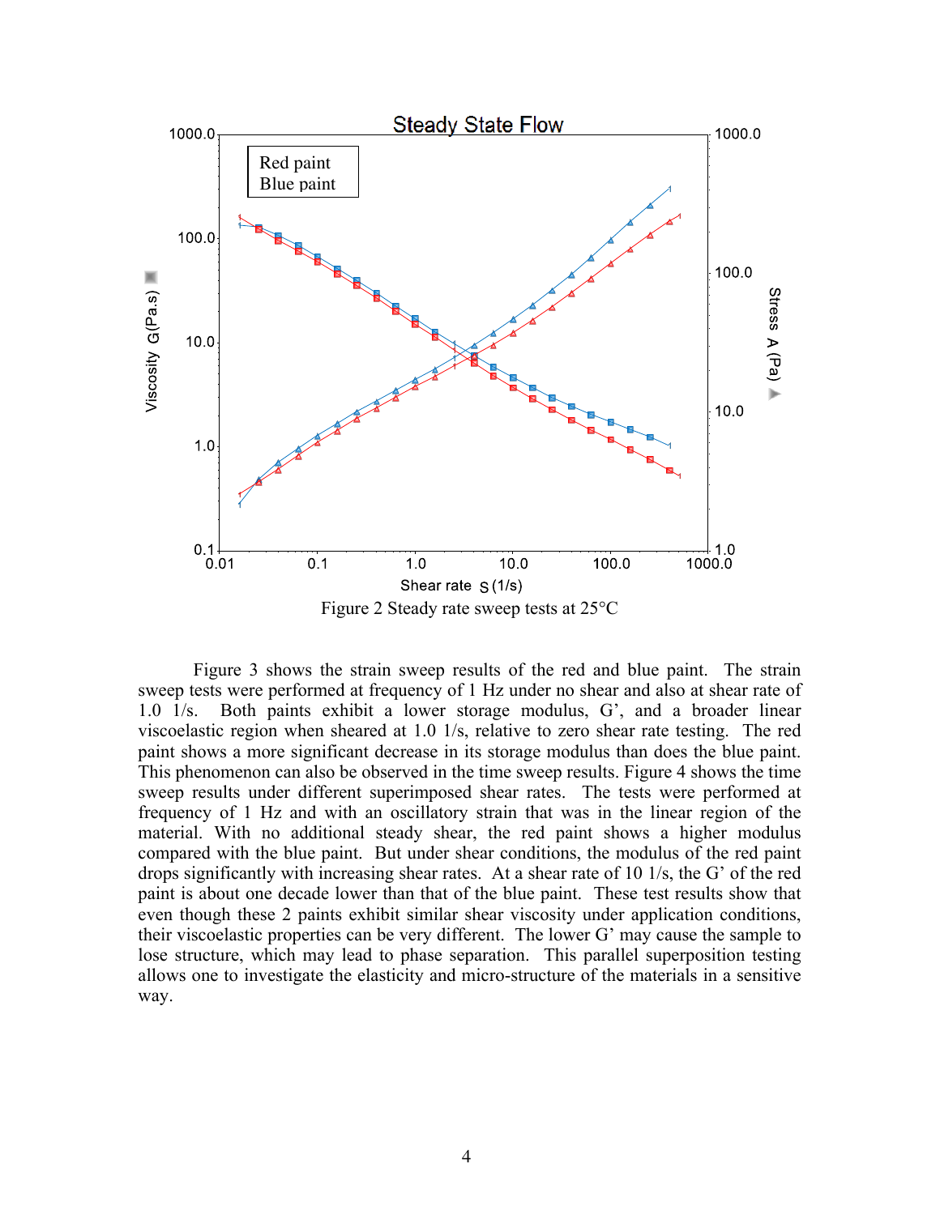Figure 2 Steady rate sweep tests at 25°C

Figure 3 shows the strain sweep results of the red and blue paint. The strain sweep tests were performed at frequency of 1 Hz under no shear and also at shear rate of 1.0 1/s. Both paints exhibit a lower storage modulus, G', and a broader linear viscoelastic region when sheared at 1.0 1/s, relative to zero shear rate testing. The red paint shows a more significant decrease in its storage modulus than does the blue paint. This phenomenon can also be observed in the time sweep results. Figure 4 shows the time sweep results under different superimposed shear rates. The tests were performed at frequency of 1 Hz and with an oscillatory strain that was in the linear region of the material. With no additional steady shear, the red paint shows a higher modulus compared with the blue paint. But under shear conditions, the modulus of the red paint drops significantly with increasing shear rates. At a shear rate of 10 1/s, the G' of the red paint is about one decade lower than that of the blue paint. These test results show that even though these 2 paints exhibit similar shear viscosity under application conditions, their viscoelastic properties can be very different. The lower G' may cause the sample to lose structure, which may lead to phase separation. This parallel superposition testing allows one to investigate the elasticity and micro-structure of the materials in a sensitive way.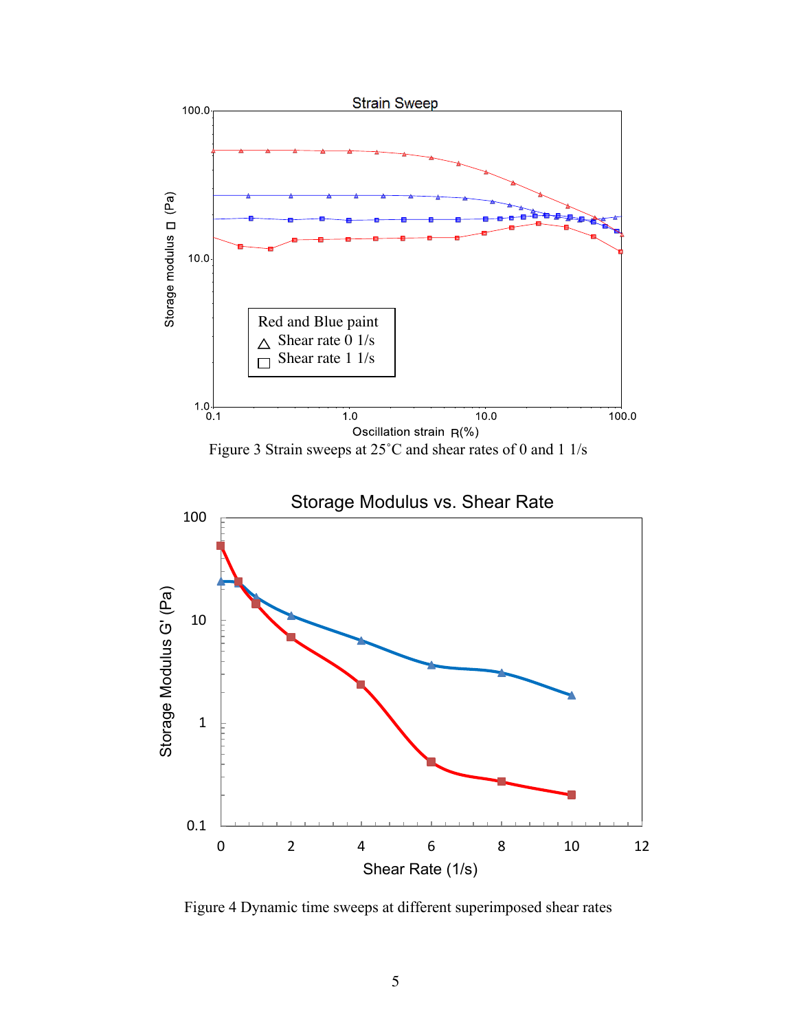Figure 3 Strain sweeps at 25˚C and shear rates of 0 and 1 1/s

Figure 4 Dynamic time sweeps at different superimposed shear rates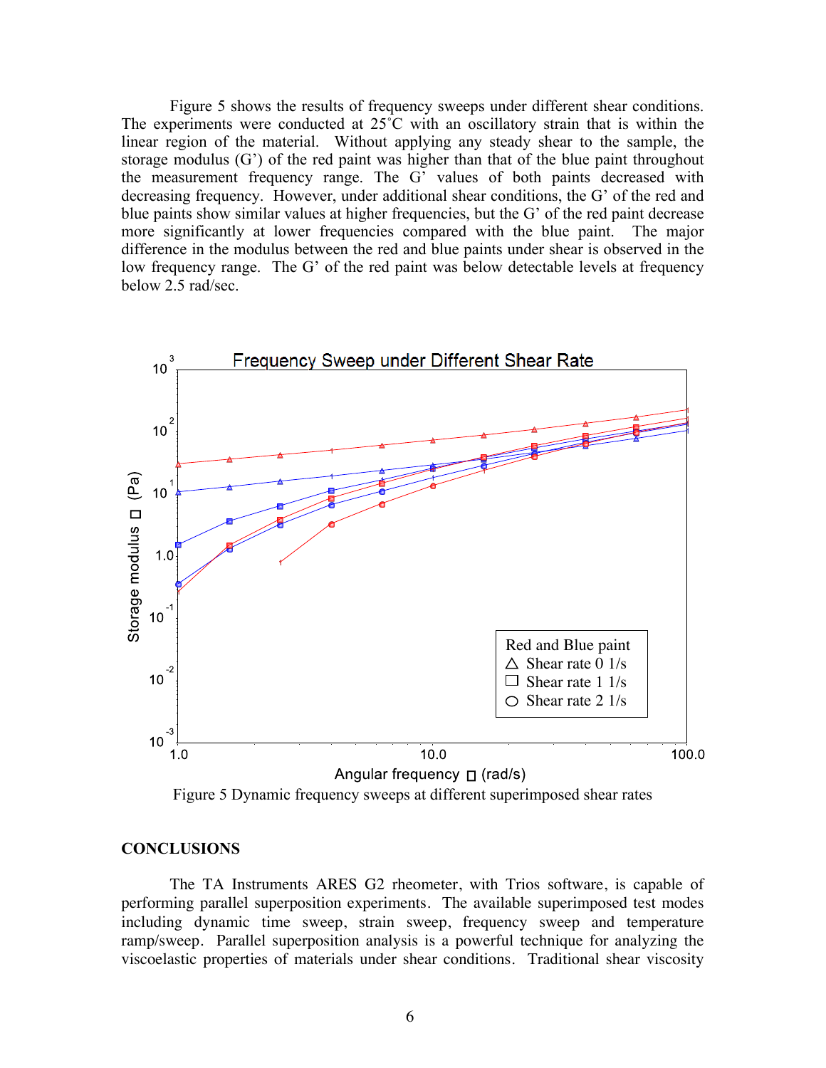Figure 5 shows the results of frequency sweeps under different shear conditions. The experiments were conducted at 25°C with an oscillatory strain that is within the linear region of the material. Without applying any steady shear to the sample, the storage modulus (G') of the red paint was higher than that of the blue paint throughout the measurement frequency range. The G' values of both paints decreased with decreasing frequency. However, under additional shear conditions, the G' of the red and blue paints show similar values at higher frequencies, but the G' of the red paint decrease more significantly at lower frequencies compared with the blue paint. The major difference in the modulus between the red and blue paints under shear is observed in the low frequency range. The G' of the red paint was below detectable levels at frequency below 2.5 rad/sec.

Figure 5 Dynamic frequency sweeps at different superimposed shear rates

## CONCLUSIONS

The TA Instruments ARES G2 rheometer, with Trios software, is capable of performing parallel superposition experiments. The available superimposed test modes including dynamic time sweep, strain sweep, frequency sweep and temperature ramp/sweep. Parallel superposition analysis is a powerful technique for analyzing the viscoelastic properties of materials under shear conditions. Traditional shear viscosity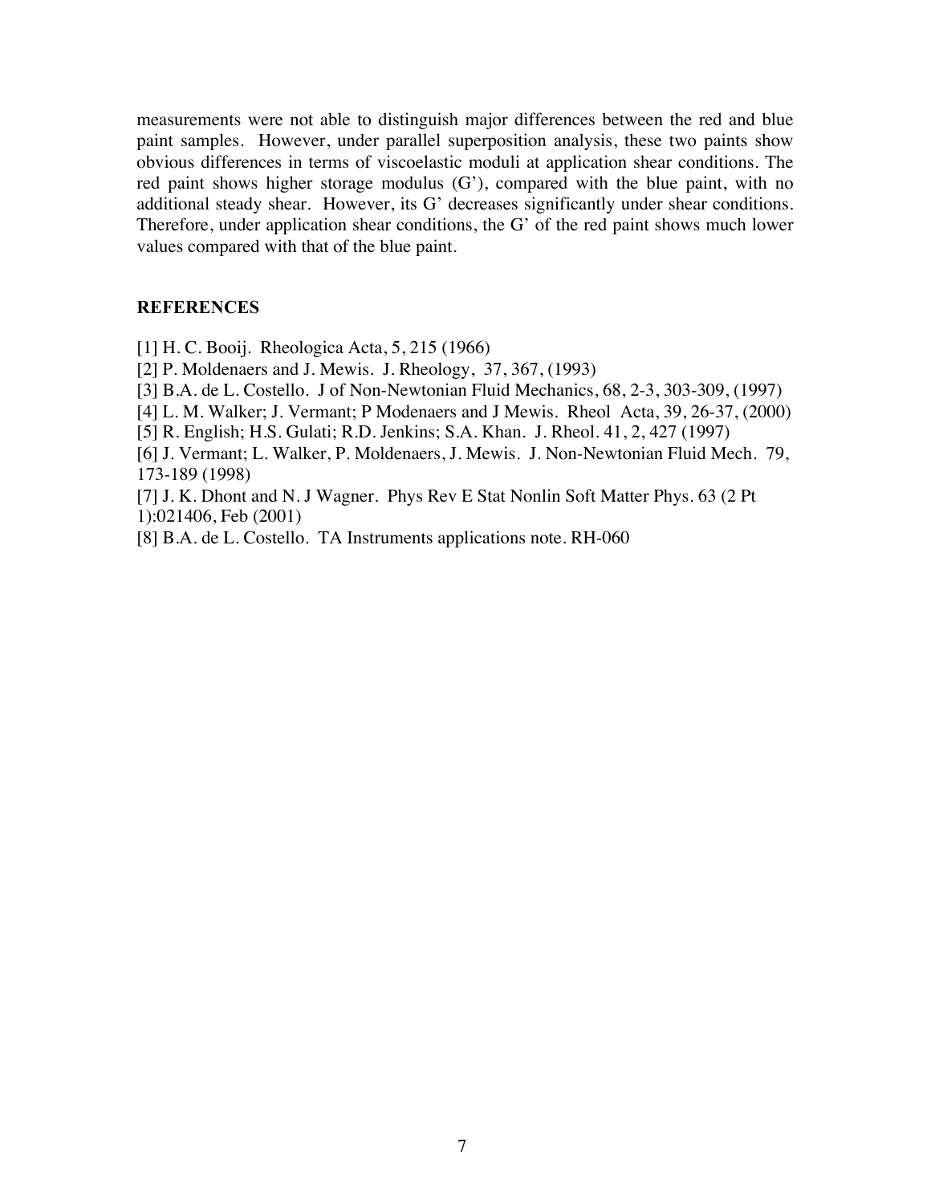measurements were not able to distinguish major differences between the red and blue paint samples. However, under parallel superposition analysis, these two paints show obvious differences in terms of viscoelastic moduli at application shear conditions. The red paint shows higher storage modulus (G'), compared with the blue paint, with no additional steady shear. However, its G' decreases significantly under shear conditions. Therefore, under application shear conditions, the G' of the red paint shows much lower values compared with that of the blue paint.

## REFERENCES

[1] H. C. Booij. Rheologica Acta, 5, 215 (1966)
[2] P. Moldenaers and J. Mewis. J. Rheology, 37, 367, (1993)
[3] B.A. de L. Costello. J of Non-Newtonian Fluid Mechanics, 68, 2-3, 303-309, (1997)
[4] L. M. Walker; J. Vermant; P Modenaers and J Mewis. Rheol Acta, 39, 26-37, (2000)
[5] R. English; H.S. Gulati; R.D. Jenkins; S.A. Khan. J. Rheol. 41, 2, 427 (1997)
[6] J. Vermant; L. Walker, P. Moldenaers, J. Mewis. J. Non-Newtonian Fluid Mech. 79, 173-189 (1998)
[7] J. K. Dhont and N. J Wagner. Phys Rev E Stat Nonlin Soft Matter Phys. 63 (2 Pt 1):021406, Feb (2001)
[8] B.A. de L. Costello. TA Instruments applications note. RH-060